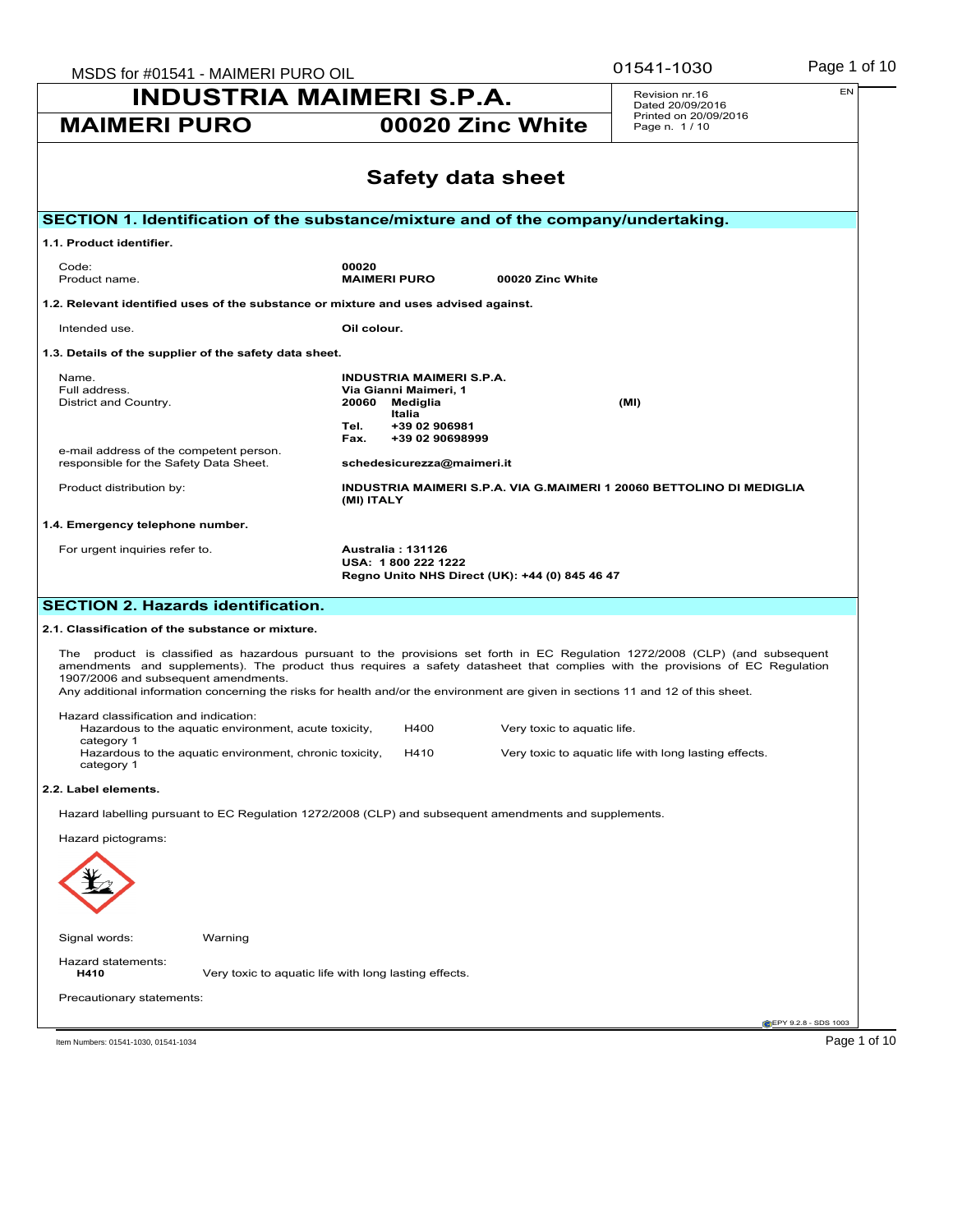# INDUSTRIA MAIMERI S.P.A.

**MAIMERI PURO** | **00020 Zinc White**

Revision nr.16
Dated 20/09/2016
Printed on 20/09/2016
Page n. 1 / 10

EN

## Safety data sheet

## SECTION 1. Identification of the substance/mixture and of the company/undertaking.

### 1.1. Product identifier.

| | |
|---|---|
| Code: | **00020** |
| Product name. | **MAIMERI PURO 00020 Zinc White** |

### 1.2. Relevant identified uses of the substance or mixture and uses advised against.

| | |
|---|---|
| Intended use. | **Oil colour.** |

### 1.3. Details of the supplier of the safety data sheet.

| | |
|---|---|
| Name. | **INDUSTRIA MAIMERI S.P.A.** |
| Full address. | **Via Gianni Maimeri, 1** |
| District and Country. | **20060 Mediglia (MI)** <br> **Italia** <br> **Tel. +39 02 906981** <br> **Fax. +39 02 90698999** |
| e-mail address of the competent person. responsible for the Safety Data Sheet. | **schedesicurezza@maimeri.it** |
| Product distribution by: | **INDUSTRIA MAIMERI S.P.A. VIA G.MAIMERI 1 20060 BETTOLINO DI MEDIGLIA (MI) ITALY** |

### 1.4. Emergency telephone number.

| | |
|---|---|
| For urgent inquiries refer to. | **Australia : 131126** <br> **USA: 1 800 222 1222** <br> **Regno Unito NHS Direct (UK): +44 (0) 845 46 47** |

## SECTION 2. Hazards identification.

### 2.1. Classification of the substance or mixture.

The product is classified as hazardous pursuant to the provisions set forth in EC Regulation 1272/2008 (CLP) (and subsequent amendments and supplements). The product thus requires a safety datasheet that complies with the provisions of EC Regulation 1907/2006 and subsequent amendments.
Any additional information concerning the risks for health and/or the environment are given in sections 11 and 12 of this sheet.

Hazard classification and indication:

| | | |
|---|---|---|
| Hazardous to the aquatic environment, acute toxicity, category 1 | H400 | Very toxic to aquatic life. |
| Hazardous to the aquatic environment, chronic toxicity, category 1 | H410 | Very toxic to aquatic life with long lasting effects. |

### 2.2. Label elements.

Hazard labelling pursuant to EC Regulation 1272/2008 (CLP) and subsequent amendments and supplements.

Hazard pictograms:

Signal words: Warning

Hazard statements:

**H410** Very toxic to aquatic life with long lasting effects.

Precautionary statements:

Item Numbers: 01541-1030, 01541-1034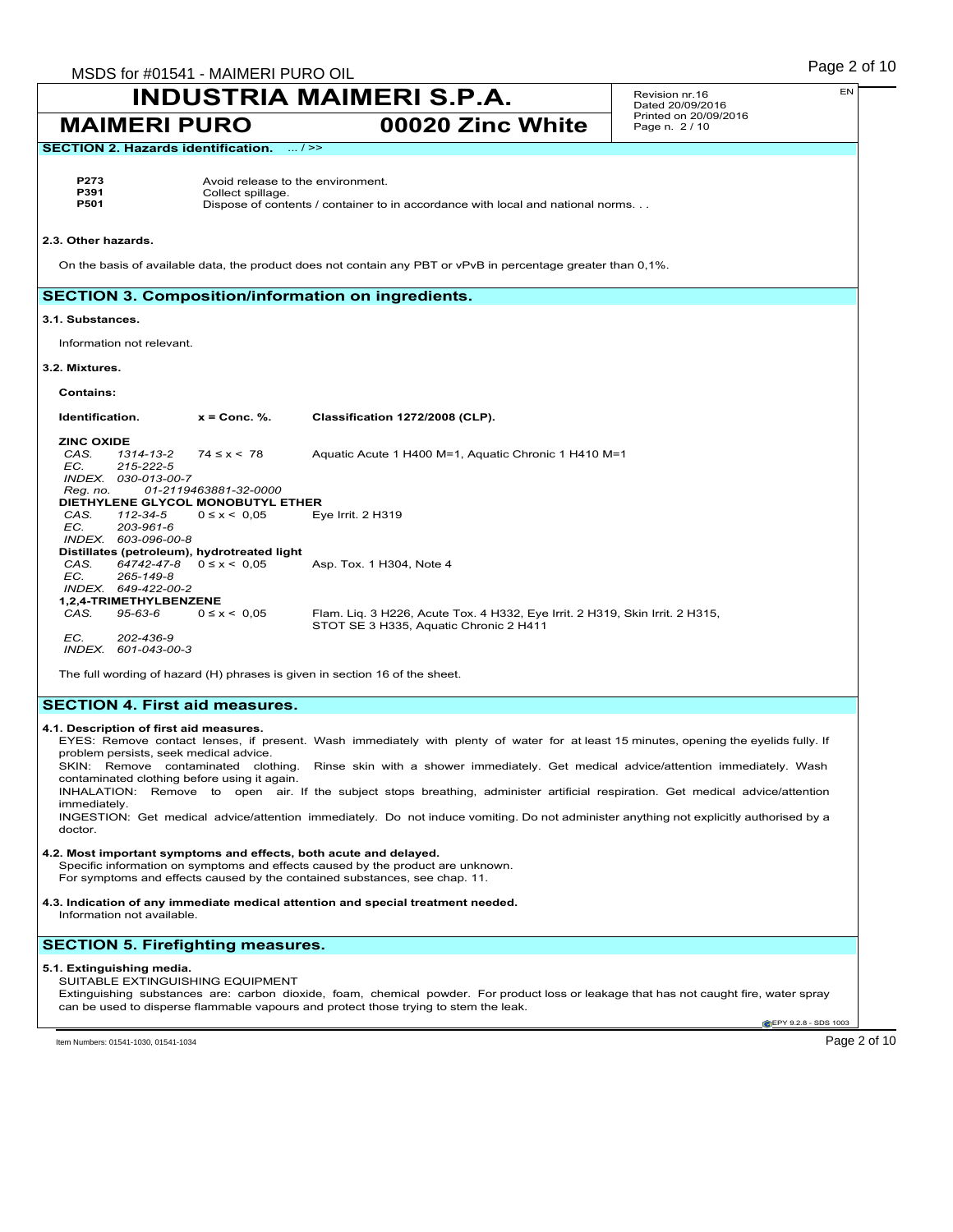**INDUSTRIA MAIMERI S.P.A.**

**MAIMERI PURO** **00020 Zinc White**

Revision nr.16
Dated 20/09/2016
Printed on 20/09/2016
Page n. 2 / 10

EN

## SECTION 2. Hazards identification. ... / >>

| | |
|---|---|
| **P273** | Avoid release to the environment. |
| **P391** | Collect spillage. |
| **P501** | Dispose of contents / container to in accordance with local and national norms. . . |

### 2.3. Other hazards.

On the basis of available data, the product does not contain any PBT or vPvB in percentage greater than 0,1%.

## SECTION 3. Composition/information on ingredients.

### 3.1. Substances.

Information not relevant.

### 3.2. Mixtures.

**Contains:**

| Identification. | x = Conc. %. | Classification 1272/2008 (CLP). |
|---|---|---|
| **ZINC OXIDE** | | |
| *CAS.* 1314-13-2 | 74 ≤ x < 78 | Aquatic Acute 1 H400 M=1, Aquatic Chronic 1 H410 M=1 |
| *EC.* 215-222-5 | | |
| *INDEX.* 030-013-00-7 | | |
| *Reg. no.* 01-2119463881-32-0000 | | |
| **DIETHYLENE GLYCOL MONOBUTYL ETHER** | | |
| *CAS.* 112-34-5 | 0 ≤ x < 0,05 | Eye Irrit. 2 H319 |
| *EC.* 203-961-6 | | |
| *INDEX.* 603-096-00-8 | | |
| **Distillates (petroleum), hydrotreated light** | | |
| *CAS.* 64742-47-8 | 0 ≤ x < 0,05 | Asp. Tox. 1 H304, Note 4 |
| *EC.* 265-149-8 | | |
| *INDEX.* 649-422-00-2 | | |
| **1,2,4-TRIMETHYLBENZENE** | | |
| *CAS.* 95-63-6 | 0 ≤ x < 0,05 | Flam. Liq. 3 H226, Acute Tox. 4 H332, Eye Irrit. 2 H319, Skin Irrit. 2 H315, STOT SE 3 H335, Aquatic Chronic 2 H411 |
| *EC.* 202-436-9 | | |
| *INDEX.* 601-043-00-3 | | |

The full wording of hazard (H) phrases is given in section 16 of the sheet.

## SECTION 4. First aid measures.

### 4.1. Description of first aid measures.

EYES: Remove contact lenses, if present. Wash immediately with plenty of water for at least 15 minutes, opening the eyelids fully. If problem persists, seek medical advice.
SKIN: Remove contaminated clothing. Rinse skin with a shower immediately. Get medical advice/attention immediately. Wash contaminated clothing before using it again.
INHALATION: Remove to open air. If the subject stops breathing, administer artificial respiration. Get medical advice/attention immediately.
INGESTION: Get medical advice/attention immediately. Do not induce vomiting. Do not administer anything not explicitly authorised by a doctor.

### 4.2. Most important symptoms and effects, both acute and delayed.

Specific information on symptoms and effects caused by the product are unknown.
For symptoms and effects caused by the contained substances, see chap. 11.

### 4.3. Indication of any immediate medical attention and special treatment needed.

Information not available.

## SECTION 5. Firefighting measures.

### 5.1. Extinguishing media.

SUITABLE EXTINGUISHING EQUIPMENT
Extinguishing substances are: carbon dioxide, foam, chemical powder. For product loss or leakage that has not caught fire, water spray can be used to disperse flammable vapours and protect those trying to stem the leak.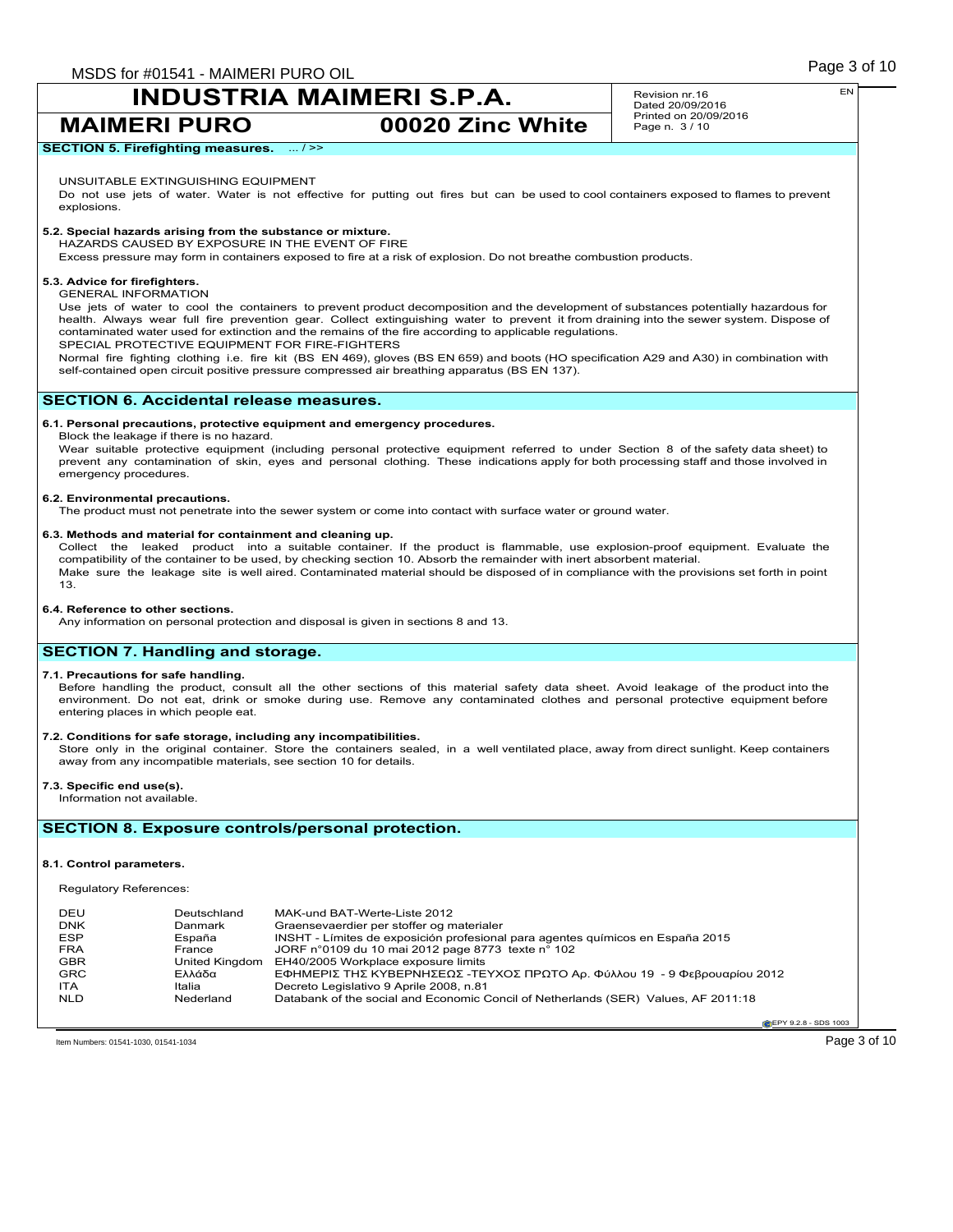**INDUSTRIA MAIMERI S.P.A.**

**MAIMERI PURO** **00020 Zinc White**

Revision nr.16
Dated 20/09/2016
Printed on 20/09/2016
Page n. 3 / 10

## SECTION 5. Firefighting measures. ... / >>

UNSUITABLE EXTINGUISHING EQUIPMENT
Do not use jets of water. Water is not effective for putting out fires but can be used to cool containers exposed to flames to prevent explosions.

**5.2. Special hazards arising from the substance or mixture.**
HAZARDS CAUSED BY EXPOSURE IN THE EVENT OF FIRE
Excess pressure may form in containers exposed to fire at a risk of explosion. Do not breathe combustion products.

**5.3. Advice for firefighters.**
GENERAL INFORMATION
Use jets of water to cool the containers to prevent product decomposition and the development of substances potentially hazardous for health. Always wear full fire prevention gear. Collect extinguishing water to prevent it from draining into the sewer system. Dispose of contaminated water used for extinction and the remains of the fire according to applicable regulations.
SPECIAL PROTECTIVE EQUIPMENT FOR FIRE-FIGHTERS
Normal fire fighting clothing i.e. fire kit (BS EN 469), gloves (BS EN 659) and boots (HO specification A29 and A30) in combination with self-contained open circuit positive pressure compressed air breathing apparatus (BS EN 137).

## SECTION 6. Accidental release measures.

**6.1. Personal precautions, protective equipment and emergency procedures.**
Block the leakage if there is no hazard.
Wear suitable protective equipment (including personal protective equipment referred to under Section 8 of the safety data sheet) to prevent any contamination of skin, eyes and personal clothing. These indications apply for both processing staff and those involved in emergency procedures.

**6.2. Environmental precautions.**
The product must not penetrate into the sewer system or come into contact with surface water or ground water.

**6.3. Methods and material for containment and cleaning up.**
Collect the leaked product into a suitable container. If the product is flammable, use explosion-proof equipment. Evaluate the compatibility of the container to be used, by checking section 10. Absorb the remainder with inert absorbent material.
Make sure the leakage site is well aired. Contaminated material should be disposed of in compliance with the provisions set forth in point 13.

**6.4. Reference to other sections.**
Any information on personal protection and disposal is given in sections 8 and 13.

## SECTION 7. Handling and storage.

**7.1. Precautions for safe handling.**
Before handling the product, consult all the other sections of this material safety data sheet. Avoid leakage of the product into the environment. Do not eat, drink or smoke during use. Remove any contaminated clothes and personal protective equipment before entering places in which people eat.

**7.2. Conditions for safe storage, including any incompatibilities.**
Store only in the original container. Store the containers sealed, in a well ventilated place, away from direct sunlight. Keep containers away from any incompatible materials, see section 10 for details.

**7.3. Specific end use(s).**
Information not available.

## SECTION 8. Exposure controls/personal protection.

**8.1. Control parameters.**

Regulatory References:

| | | |
|---|---|---|
| DEU | Deutschland | MAK-und BAT-Werte-Liste 2012 |
| DNK | Danmark | Graensevaerdier per stoffer og materialer |
| ESP | España | INSHT - Límites de exposición profesional para agentes químicos en España 2015 |
| FRA | France | JORF n°0109 du 10 mai 2012 page 8773 texte n° 102 |
| GBR | United Kingdom | EH40/2005 Workplace exposure limits |
| GRC | Ελλάδα | ΕΦΗΜΕΡΙΣ ΤΗΣ ΚΥΒΕΡΝΗΣΕΩΣ -ΤΕΥΧΟΣ ΠΡΩΤΟ Αρ. Φύλλου 19 - 9 Φεβρουαρίου 2012 |
| ITA | Italia | Decreto Legislativo 9 Aprile 2008, n.81 |
| NLD | Nederland | Databank of the social and Economic Concil of Netherlands (SER) Values, AF 2011:18 |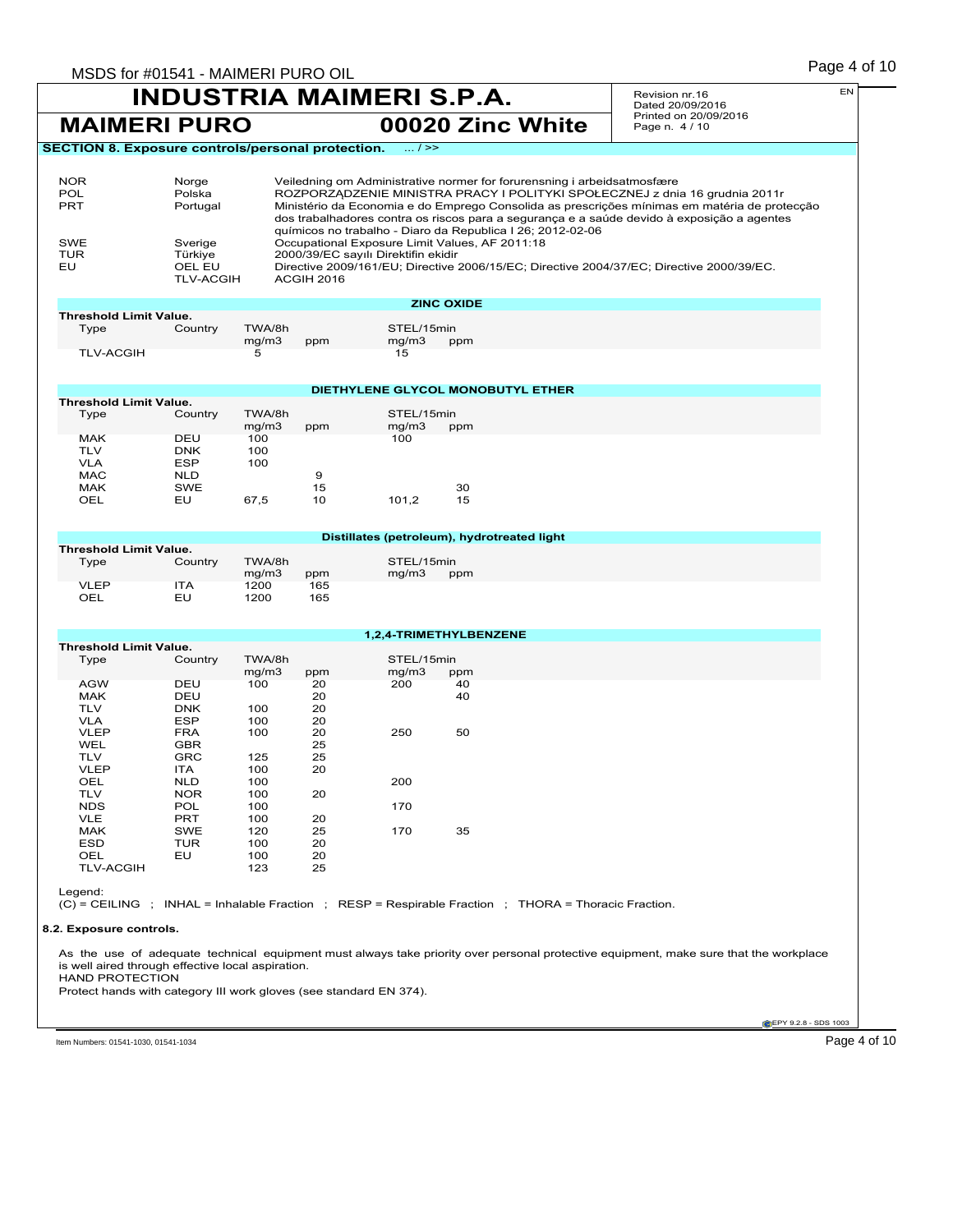**INDUSTRIA MAIMERI S.P.A.**

**MAIMERI PURO** **00020 Zinc White**

Revision nr.16
Dated 20/09/2016
Printed on 20/09/2016
Page n. 4 / 10

EN

**SECTION 8. Exposure controls/personal protection.** ... / >>

| | | |
|---|---|---|
| NOR | Norge | Veiledning om Administrative normer for forurensning i arbeidsatmosfære |
| POL | Polska | ROZPORZĄDZENIE MINISTRA PRACY I POLITYKI SPOŁECZNEJ z dnia 16 grudnia 2011r |
| PRT | Portugal | Ministério da Economia e do Emprego Consolida as prescrições mínimas em matéria de protecção dos trabalhadores contra os riscos para a segurança e a saúde devido à exposição a agentes químicos no trabalho - Diaro da Republica I 26; 2012-02-06 |
| SWE | Sverige | Occupational Exposure Limit Values, AF 2011:18 |
| TUR | Türkiye | 2000/39/EC sayılı Direktifin ekidir |
| EU | OEL EU | Directive 2009/161/EU; Directive 2006/15/EC; Directive 2004/37/EC; Directive 2000/39/EC. |
| | TLV-ACGIH | ACGIH 2016 |

**ZINC OXIDE**

**Threshold Limit Value.**

| Type | Country | TWA/8h | | STEL/15min | |
|---|---|---|---|---|---|
| | | mg/m3 | ppm | mg/m3 | ppm |
| TLV-ACGIH | | 5 | | 15 | |

**DIETHYLENE GLYCOL MONOBUTYL ETHER**

**Threshold Limit Value.**

| Type | Country | TWA/8h | | STEL/15min | |
|---|---|---|---|---|---|
| | | mg/m3 | ppm | mg/m3 | ppm |
| MAK | DEU | 100 | | 100 | |
| TLV | DNK | 100 | | | |
| VLA | ESP | 100 | | | |
| MAC | NLD | | 9 | | |
| MAK | SWE | | 15 | | 30 |
| OEL | EU | 67,5 | 10 | 101,2 | 15 |

**Distillates (petroleum), hydrotreated light**

**Threshold Limit Value.**

| Type | Country | TWA/8h | | STEL/15min | |
|---|---|---|---|---|---|
| | | mg/m3 | ppm | mg/m3 | ppm |
| VLEP | ITA | 1200 | 165 | | |
| OEL | EU | 1200 | 165 | | |

**1,2,4-TRIMETHYLBENZENE**

**Threshold Limit Value.**

| Type | Country | TWA/8h | | STEL/15min | |
|---|---|---|---|---|---|
| | | mg/m3 | ppm | mg/m3 | ppm |
| AGW | DEU | 100 | 20 | 200 | 40 |
| MAK | DEU | | 20 | | 40 |
| TLV | DNK | 100 | 20 | | |
| VLA | ESP | 100 | 20 | | |
| VLEP | FRA | 100 | 20 | 250 | 50 |
| WEL | GBR | | 25 | | |
| TLV | GRC | 125 | 25 | | |
| VLEP | ITA | 100 | 20 | | |
| OEL | NLD | 100 | | 200 | |
| TLV | NOR | 100 | 20 | | |
| NDS | POL | 100 | | 170 | |
| VLE | PRT | 100 | 20 | | |
| MAK | SWE | 120 | 25 | 170 | 35 |
| ESD | TUR | 100 | 20 | | |
| OEL | EU | 100 | 20 | | |
| TLV-ACGIH | | 123 | 25 | | |

Legend:
(C) = CEILING ; INHAL = Inhalable Fraction ; RESP = Respirable Fraction ; THORA = Thoracic Fraction.

**8.2. Exposure controls.**

As the use of adequate technical equipment must always take priority over personal protective equipment, make sure that the workplace is well aired through effective local aspiration.

HAND PROTECTION

Protect hands with category III work gloves (see standard EN 374).

Item Numbers: 01541-1030, 01541-1034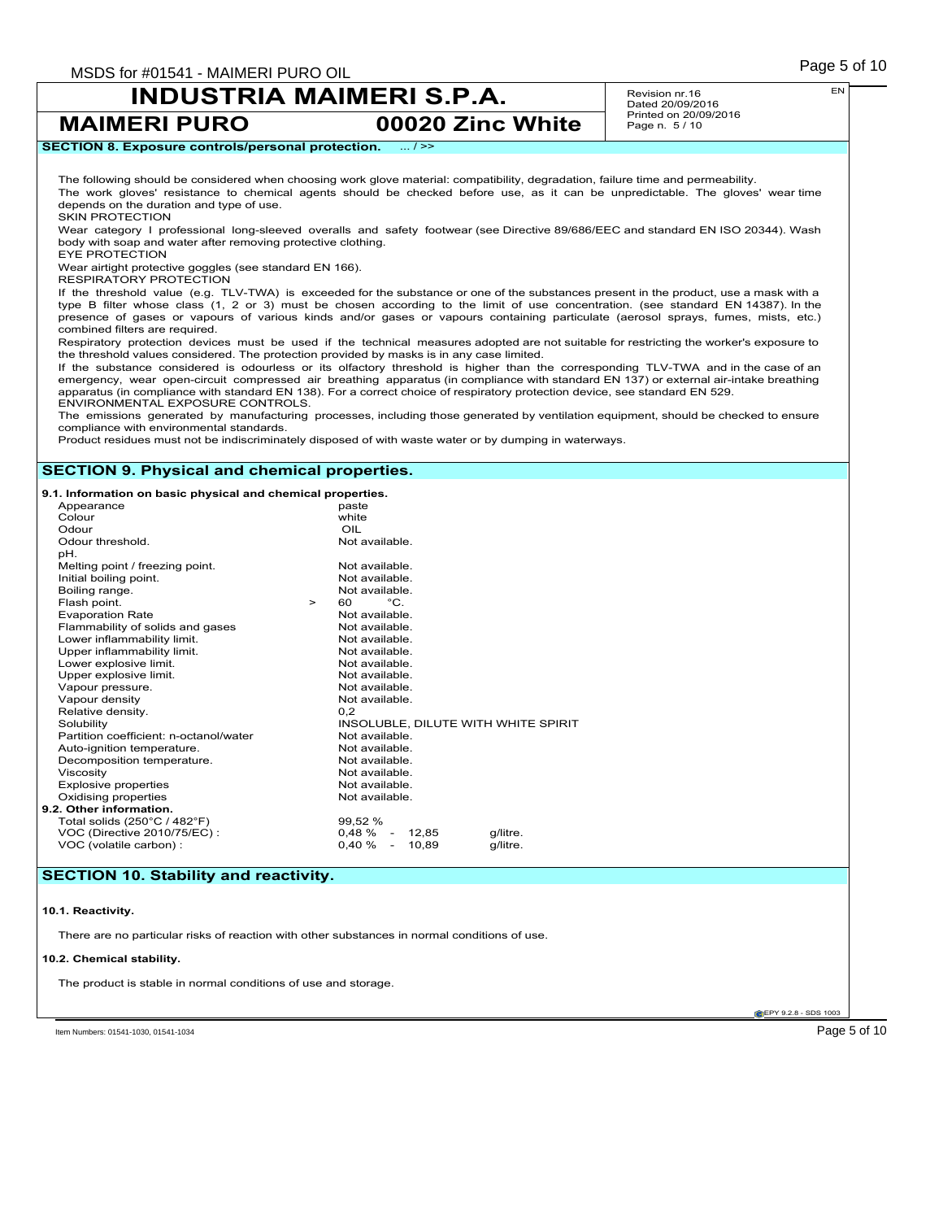## SECTION 8. Exposure controls/personal protection. ... / >>

The following should be considered when choosing work glove material: compatibility, degradation, failure time and permeability.
The work gloves' resistance to chemical agents should be checked before use, as it can be unpredictable. The gloves' wear time depends on the duration and type of use.

SKIN PROTECTION

Wear category I professional long-sleeved overalls and safety footwear (see Directive 89/686/EEC and standard EN ISO 20344). Wash body with soap and water after removing protective clothing.

EYE PROTECTION

Wear airtight protective goggles (see standard EN 166).

RESPIRATORY PROTECTION

If the threshold value (e.g. TLV-TWA) is exceeded for the substance or one of the substances present in the product, use a mask with a type B filter whose class (1, 2 or 3) must be chosen according to the limit of use concentration. (see standard EN 14387). In the presence of gases or vapours of various kinds and/or gases or vapours containing particulate (aerosol sprays, fumes, mists, etc.) combined filters are required.

Respiratory protection devices must be used if the technical measures adopted are not suitable for restricting the worker's exposure to the threshold values considered. The protection provided by masks is in any case limited.

If the substance considered is odourless or its olfactory threshold is higher than the corresponding TLV-TWA and in the case of an emergency, wear open-circuit compressed air breathing apparatus (in compliance with standard EN 137) or external air-intake breathing apparatus (in compliance with standard EN 138). For a correct choice of respiratory protection device, see standard EN 529.

ENVIRONMENTAL EXPOSURE CONTROLS.

The emissions generated by manufacturing processes, including those generated by ventilation equipment, should be checked to ensure compliance with environmental standards.

Product residues must not be indiscriminately disposed of with waste water or by dumping in waterways.

## SECTION 9. Physical and chemical properties.

### 9.1. Information on basic physical and chemical properties.

| Property | Value |
|---|---|
| Appearance | paste |
| Colour | white |
| Odour | OIL |
| Odour threshold. | Not available. |
| pH. | |
| Melting point / freezing point. | Not available. |
| Initial boiling point. | Not available. |
| Boiling range. | Not available. |
| Flash point. | > 60 °C. |
| Evaporation Rate | Not available. |
| Flammability of solids and gases | Not available. |
| Lower inflammability limit. | Not available. |
| Upper inflammability limit. | Not available. |
| Lower explosive limit. | Not available. |
| Upper explosive limit. | Not available. |
| Vapour pressure. | Not available. |
| Vapour density | Not available. |
| Relative density. | 0,2 |
| Solubility | INSOLUBLE, DILUTE WITH WHITE SPIRIT |
| Partition coefficient: n-octanol/water | Not available. |
| Auto-ignition temperature. | Not available. |
| Decomposition temperature. | Not available. |
| Viscosity | Not available. |
| Explosive properties | Not available. |
| Oxidising properties | Not available. |

### 9.2. Other information.

| Property | Value |
|---|---|
| Total solids (250°C / 482°F) | 99,52 % |
| VOC (Directive 2010/75/EC) : | 0,48 % - 12,85 g/litre. |
| VOC (volatile carbon) : | 0,40 % - 10,89 g/litre. |

## SECTION 10. Stability and reactivity.

### 10.1. Reactivity.

There are no particular risks of reaction with other substances in normal conditions of use.

### 10.2. Chemical stability.

The product is stable in normal conditions of use and storage.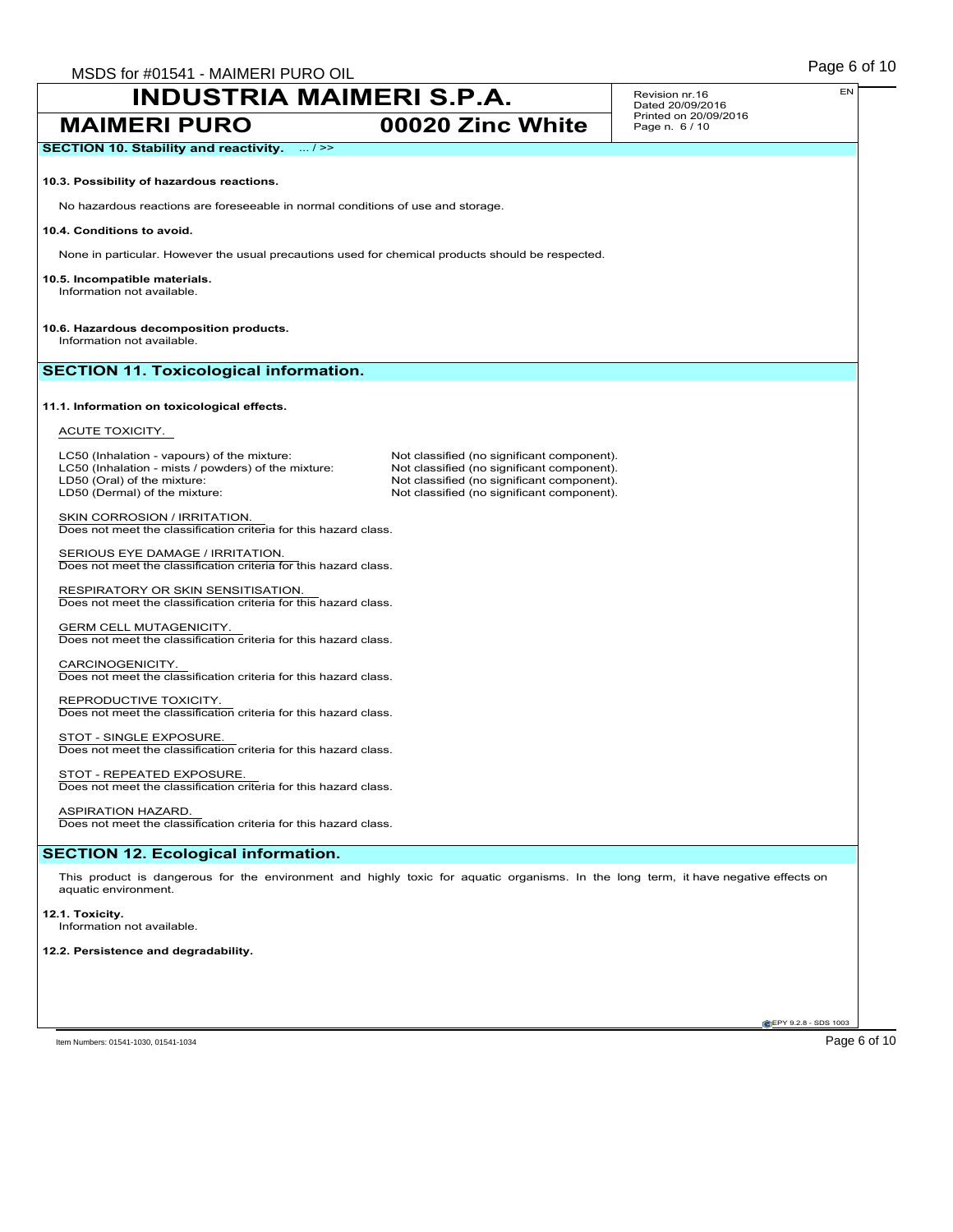**SECTION 10. Stability and reactivity.** ... / >>

**10.3. Possibility of hazardous reactions.**

No hazardous reactions are foreseeable in normal conditions of use and storage.

**10.4. Conditions to avoid.**

None in particular. However the usual precautions used for chemical products should be respected.

**10.5. Incompatible materials.**
Information not available.

**10.6. Hazardous decomposition products.**
Information not available.

## SECTION 11. Toxicological information.

**11.1. Information on toxicological effects.**

ACUTE TOXICITY.

| | |
|---|---|
| LC50 (Inhalation - vapours) of the mixture: | Not classified (no significant component). |
| LC50 (Inhalation - mists / powders) of the mixture: | Not classified (no significant component). |
| LD50 (Oral) of the mixture: | Not classified (no significant component). |
| LD50 (Dermal) of the mixture: | Not classified (no significant component). |

SKIN CORROSION / IRRITATION.
Does not meet the classification criteria for this hazard class.

SERIOUS EYE DAMAGE / IRRITATION.
Does not meet the classification criteria for this hazard class.

RESPIRATORY OR SKIN SENSITISATION.
Does not meet the classification criteria for this hazard class.

GERM CELL MUTAGENICITY.
Does not meet the classification criteria for this hazard class.

CARCINOGENICITY.
Does not meet the classification criteria for this hazard class.

REPRODUCTIVE TOXICITY.
Does not meet the classification criteria for this hazard class.

STOT - SINGLE EXPOSURE.
Does not meet the classification criteria for this hazard class.

STOT - REPEATED EXPOSURE.
Does not meet the classification criteria for this hazard class.

ASPIRATION HAZARD.
Does not meet the classification criteria for this hazard class.

## SECTION 12. Ecological information.

This product is dangerous for the environment and highly toxic for aquatic organisms. In the long term, it have negative effects on aquatic environment.

**12.1. Toxicity.**
Information not available.

**12.2. Persistence and degradability.**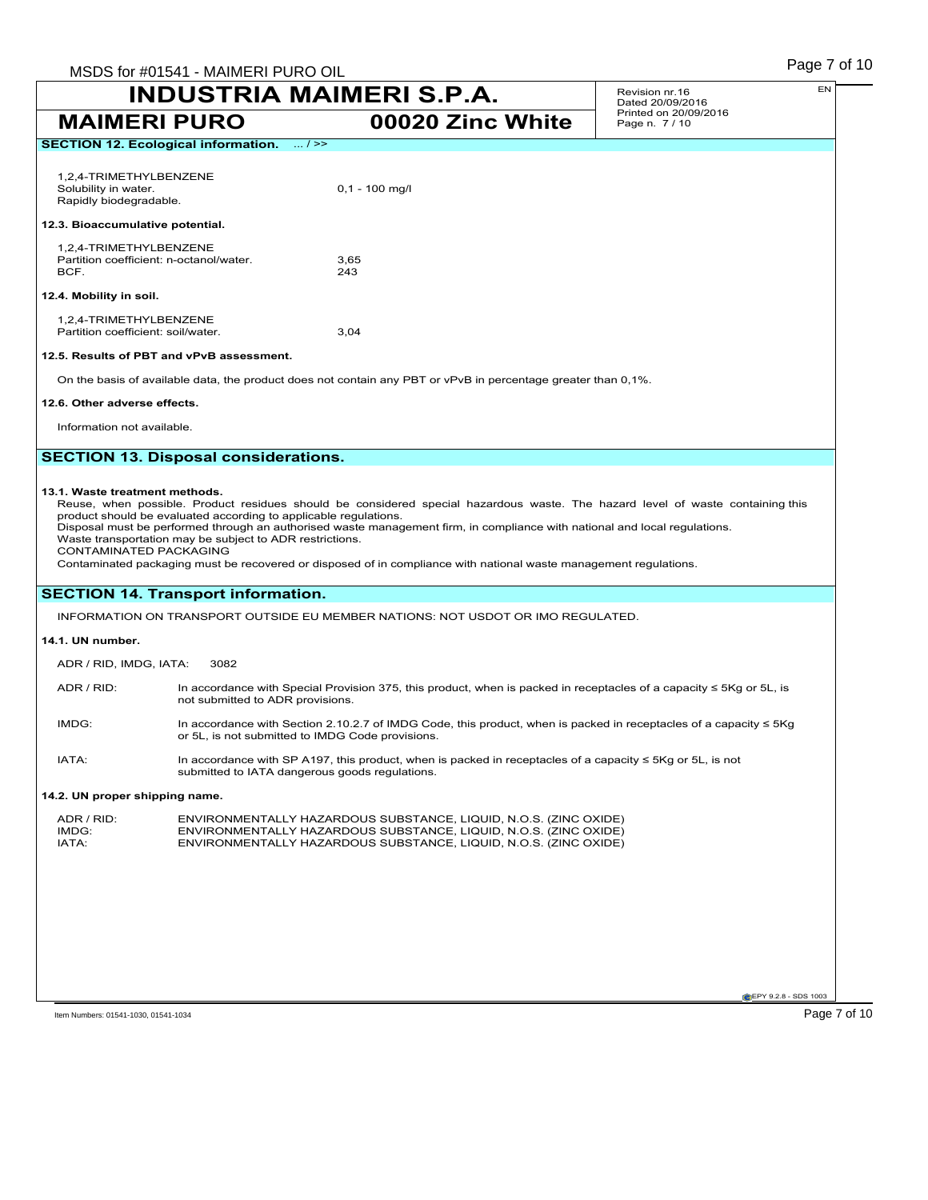## SECTION 12. Ecological information. ... / >>

1,2,4-TRIMETHYLBENZENE

| | |
|---|---|
| Solubility in water. | 0,1 - 100 mg/l |
| Rapidly biodegradable. | |

### 12.3. Bioaccumulative potential.

1,2,4-TRIMETHYLBENZENE

| | |
|---|---|
| Partition coefficient: n-octanol/water. | 3,65 |
| BCF. | 243 |

### 12.4. Mobility in soil.

1,2,4-TRIMETHYLBENZENE

| | |
|---|---|
| Partition coefficient: soil/water. | 3,04 |

### 12.5. Results of PBT and vPvB assessment.

On the basis of available data, the product does not contain any PBT or vPvB in percentage greater than 0,1%.

### 12.6. Other adverse effects.

Information not available.

## SECTION 13. Disposal considerations.

### 13.1. Waste treatment methods.

Reuse, when possible. Product residues should be considered special hazardous waste. The hazard level of waste containing this product should be evaluated according to applicable regulations.
Disposal must be performed through an authorised waste management firm, in compliance with national and local regulations.
Waste transportation may be subject to ADR restrictions.
CONTAMINATED PACKAGING
Contaminated packaging must be recovered or disposed of in compliance with national waste management regulations.

## SECTION 14. Transport information.

INFORMATION ON TRANSPORT OUTSIDE EU MEMBER NATIONS: NOT USDOT OR IMO REGULATED.

### 14.1. UN number.

ADR / RID, IMDG, IATA: 3082

| | |
|---|---|
| ADR / RID: | In accordance with Special Provision 375, this product, when is packed in receptacles of a capacity ≤ 5Kg or 5L, is not submitted to ADR provisions. |
| IMDG: | In accordance with Section 2.10.2.7 of IMDG Code, this product, when is packed in receptacles of a capacity ≤ 5Kg or 5L, is not submitted to IMDG Code provisions. |
| IATA: | In accordance with SP A197, this product, when is packed in receptacles of a capacity ≤ 5Kg or 5L, is not submitted to IATA dangerous goods regulations. |

### 14.2. UN proper shipping name.

| | |
|---|---|
| ADR / RID: | ENVIRONMENTALLY HAZARDOUS SUBSTANCE, LIQUID, N.O.S. (ZINC OXIDE) |
| IMDG: | ENVIRONMENTALLY HAZARDOUS SUBSTANCE, LIQUID, N.O.S. (ZINC OXIDE) |
| IATA: | ENVIRONMENTALLY HAZARDOUS SUBSTANCE, LIQUID, N.O.S. (ZINC OXIDE) |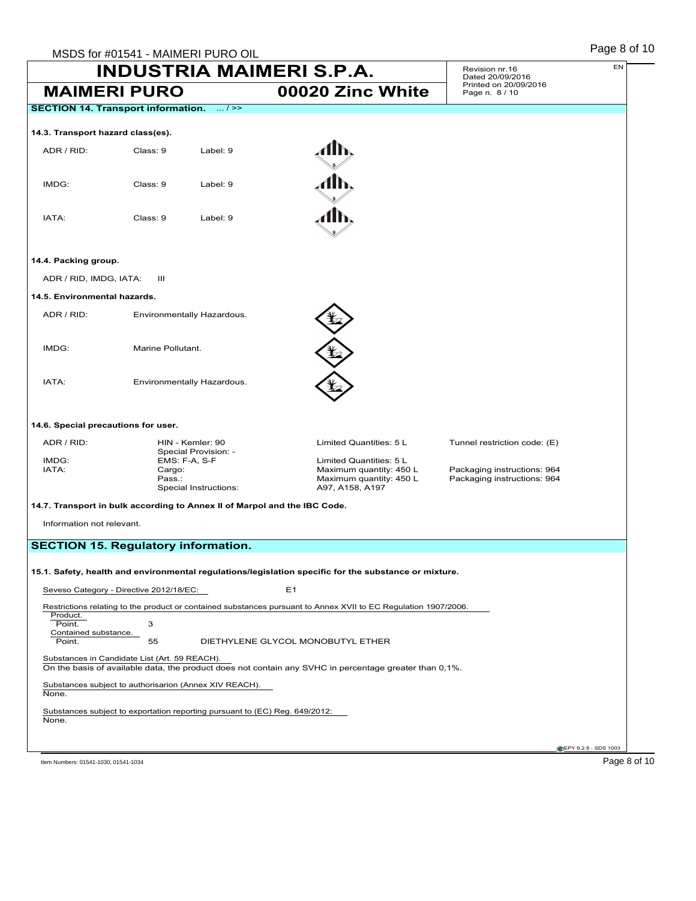# INDUSTRIA MAIMERI S.P.A.

**MAIMERI PURO** | **00020 Zinc White**

Revision nr.16
Dated 20/09/2016
Printed on 20/09/2016
Page n. 8 / 10

## SECTION 14. Transport information. ... / >>

### 14.3. Transport hazard class(es).

| | | |
|---|---|---|
| ADR / RID: | Class: 9 | Label: 9 |
| IMDG: | Class: 9 | Label: 9 |
| IATA: | Class: 9 | Label: 9 |

### 14.4. Packing group.

ADR / RID, IMDG, IATA: III

### 14.5. Environmental hazards.

| | |
|---|---|
| ADR / RID: | Environmentally Hazardous. |
| IMDG: | Marine Pollutant. |
| IATA: | Environmentally Hazardous. |

### 14.6. Special precautions for user.

| | | | |
|---|---|---|---|
| ADR / RID: | HIN - Kemler: 90 | Limited Quantities: 5 L | Tunnel restriction code: (E) |
| | Special Provision: - | | |
| IMDG: | EMS: F-A, S-F | Limited Quantities: 5 L | |
| IATA: | Cargo: | Maximum quantity: 450 L | Packaging instructions: 964 |
| | Pass.: | Maximum quantity: 450 L | Packaging instructions: 964 |
| | Special Instructions: | A97, A158, A197 | |

### 14.7. Transport in bulk according to Annex II of Marpol and the IBC Code.

Information not relevant.

## SECTION 15. Regulatory information.

### 15.1. Safety, health and environmental regulations/legislation specific for the substance or mixture.

Seveso Category - Directive 2012/18/EC: E1

Restrictions relating to the product or contained substances pursuant to Annex XVII to EC Regulation 1907/2006.

Product.
Point. 3

Contained substance.
Point. 55 DIETHYLENE GLYCOL MONOBUTYL ETHER

Substances in Candidate List (Art. 59 REACH).
On the basis of available data, the product does not contain any SVHC in percentage greater than 0,1%.

Substances subject to authorisarion (Annex XIV REACH).
None.

Substances subject to exportation reporting pursuant to (EC) Reg. 649/2012:
None.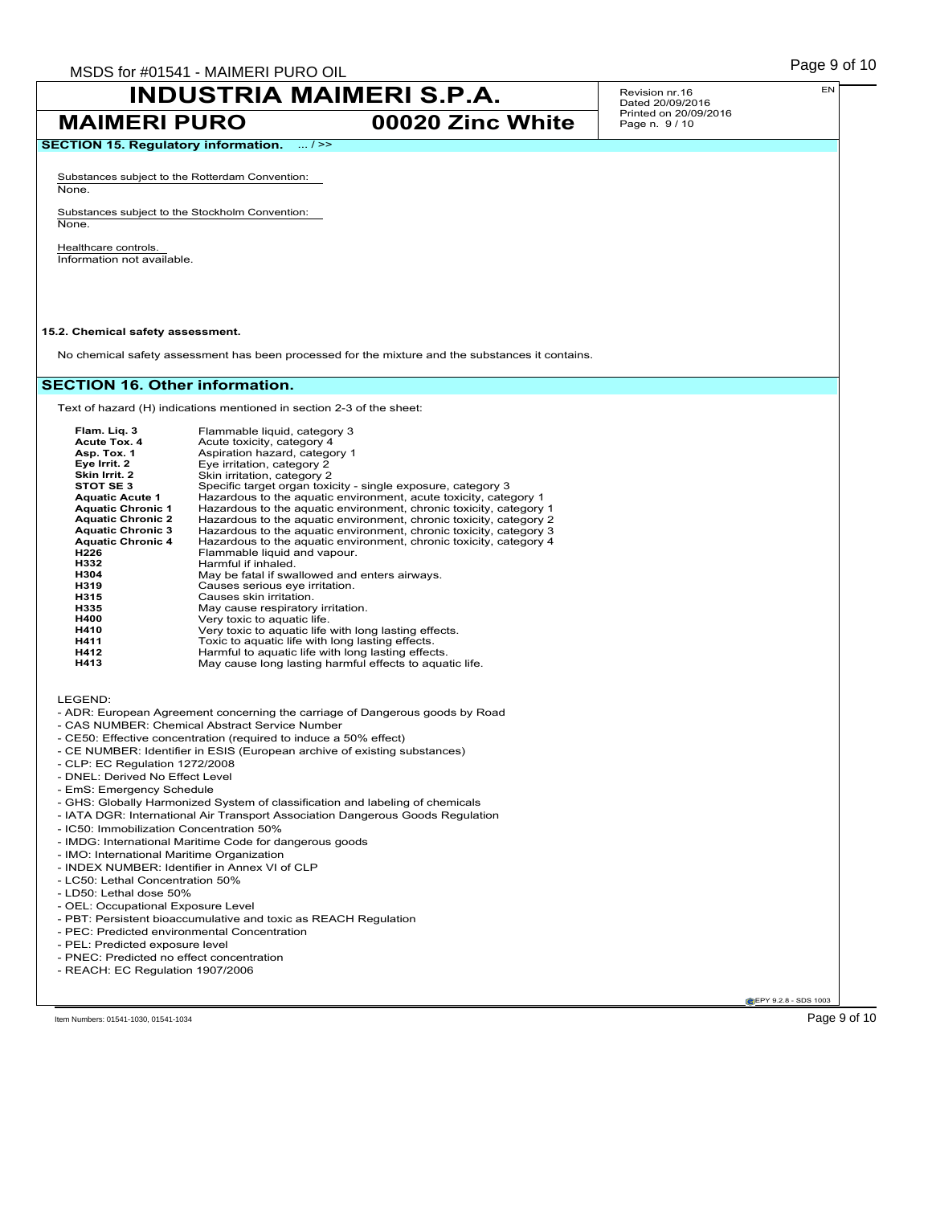## SECTION 15. Regulatory information. ... / >>

Substances subject to the Rotterdam Convention:
None.

Substances subject to the Stockholm Convention:
None.

Healthcare controls.
Information not available.

### 15.2. Chemical safety assessment.

No chemical safety assessment has been processed for the mixture and the substances it contains.

## SECTION 16. Other information.

Text of hazard (H) indications mentioned in section 2-3 of the sheet:

| | |
|---|---|
| **Flam. Liq. 3** | Flammable liquid, category 3 |
| **Acute Tox. 4** | Acute toxicity, category 4 |
| **Asp. Tox. 1** | Aspiration hazard, category 1 |
| **Eye Irrit. 2** | Eye irritation, category 2 |
| **Skin Irrit. 2** | Skin irritation, category 2 |
| **STOT SE 3** | Specific target organ toxicity - single exposure, category 3 |
| **Aquatic Acute 1** | Hazardous to the aquatic environment, acute toxicity, category 1 |
| **Aquatic Chronic 1** | Hazardous to the aquatic environment, chronic toxicity, category 1 |
| **Aquatic Chronic 2** | Hazardous to the aquatic environment, chronic toxicity, category 2 |
| **Aquatic Chronic 3** | Hazardous to the aquatic environment, chronic toxicity, category 3 |
| **Aquatic Chronic 4** | Hazardous to the aquatic environment, chronic toxicity, category 4 |
| **H226** | Flammable liquid and vapour. |
| **H332** | Harmful if inhaled. |
| **H304** | May be fatal if swallowed and enters airways. |
| **H319** | Causes serious eye irritation. |
| **H315** | Causes skin irritation. |
| **H335** | May cause respiratory irritation. |
| **H400** | Very toxic to aquatic life. |
| **H410** | Very toxic to aquatic life with long lasting effects. |
| **H411** | Toxic to aquatic life with long lasting effects. |
| **H412** | Harmful to aquatic life with long lasting effects. |
| **H413** | May cause long lasting harmful effects to aquatic life. |

LEGEND:

- ADR: European Agreement concerning the carriage of Dangerous goods by Road
- CAS NUMBER: Chemical Abstract Service Number
- CE50: Effective concentration (required to induce a 50% effect)
- CE NUMBER: Identifier in ESIS (European archive of existing substances)
- CLP: EC Regulation 1272/2008
- DNEL: Derived No Effect Level
- EmS: Emergency Schedule
- GHS: Globally Harmonized System of classification and labeling of chemicals
- IATA DGR: International Air Transport Association Dangerous Goods Regulation
- IC50: Immobilization Concentration 50%
- IMDG: International Maritime Code for dangerous goods
- IMO: International Maritime Organization
- INDEX NUMBER: Identifier in Annex VI of CLP
- LC50: Lethal Concentration 50%
- LD50: Lethal dose 50%
- OEL: Occupational Exposure Level
- PBT: Persistent bioaccumulative and toxic as REACH Regulation
- PEC: Predicted environmental Concentration
- PEL: Predicted exposure level
- PNEC: Predicted no effect concentration
- REACH: EC Regulation 1907/2006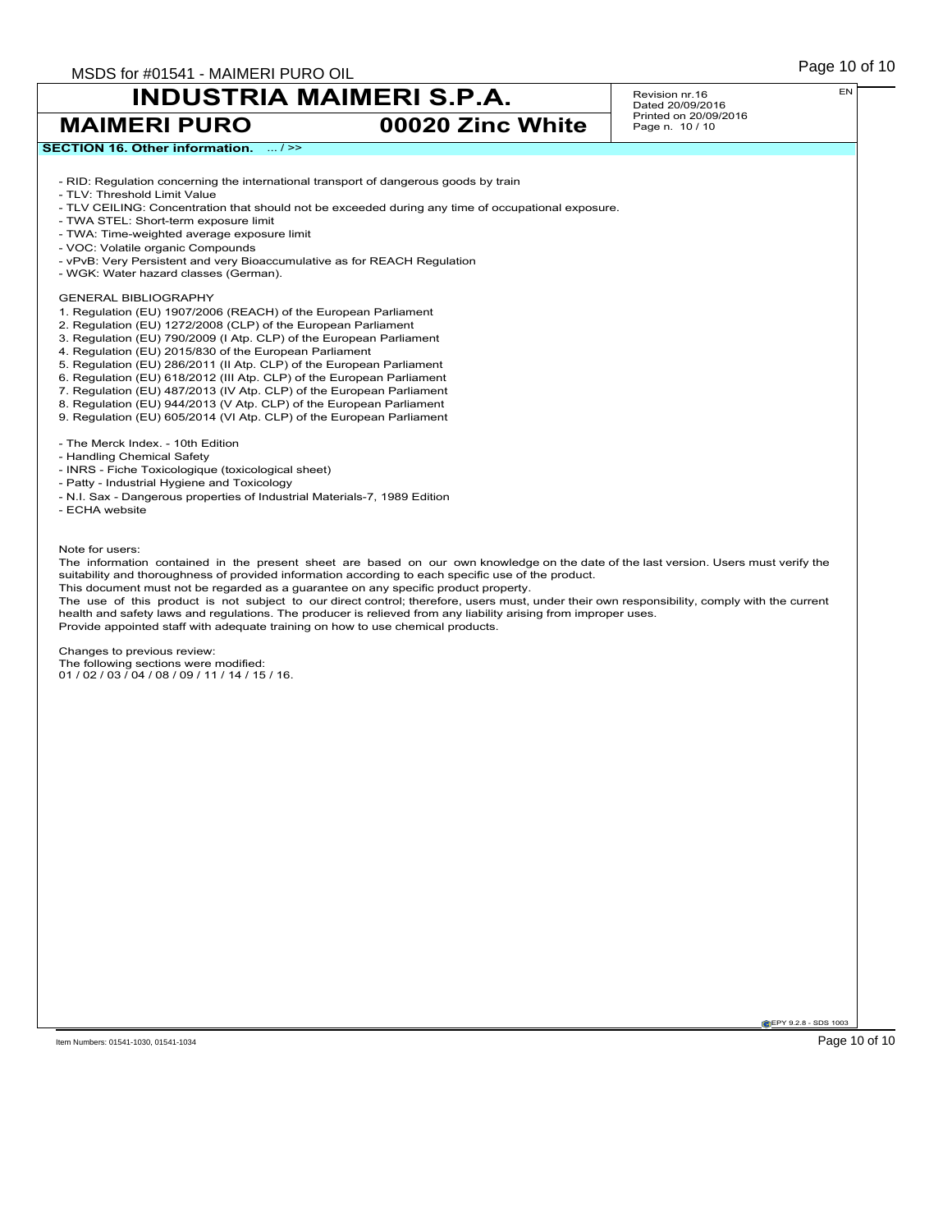**SECTION 16. Other information.** ... / >>

- RID: Regulation concerning the international transport of dangerous goods by train
- TLV: Threshold Limit Value
- TLV CEILING: Concentration that should not be exceeded during any time of occupational exposure.
- TWA STEL: Short-term exposure limit
- TWA: Time-weighted average exposure limit
- VOC: Volatile organic Compounds
- vPvB: Very Persistent and very Bioaccumulative as for REACH Regulation
- WGK: Water hazard classes (German).

GENERAL BIBLIOGRAPHY

1. Regulation (EU) 1907/2006 (REACH) of the European Parliament
2. Regulation (EU) 1272/2008 (CLP) of the European Parliament
3. Regulation (EU) 790/2009 (I Atp. CLP) of the European Parliament
4. Regulation (EU) 2015/830 of the European Parliament
5. Regulation (EU) 286/2011 (II Atp. CLP) of the European Parliament
6. Regulation (EU) 618/2012 (III Atp. CLP) of the European Parliament
7. Regulation (EU) 487/2013 (IV Atp. CLP) of the European Parliament
8. Regulation (EU) 944/2013 (V Atp. CLP) of the European Parliament
9. Regulation (EU) 605/2014 (VI Atp. CLP) of the European Parliament

- The Merck Index. - 10th Edition
- Handling Chemical Safety
- INRS - Fiche Toxicologique (toxicological sheet)
- Patty - Industrial Hygiene and Toxicology
- N.I. Sax - Dangerous properties of Industrial Materials-7, 1989 Edition
- ECHA website

Note for users:

The information contained in the present sheet are based on our own knowledge on the date of the last version. Users must verify the suitability and thoroughness of provided information according to each specific use of the product.

This document must not be regarded as a guarantee on any specific product property.

The use of this product is not subject to our direct control; therefore, users must, under their own responsibility, comply with the current health and safety laws and regulations. The producer is relieved from any liability arising from improper uses.

Provide appointed staff with adequate training on how to use chemical products.

Changes to previous review:

The following sections were modified:

01 / 02 / 03 / 04 / 08 / 09 / 11 / 14 / 15 / 16.